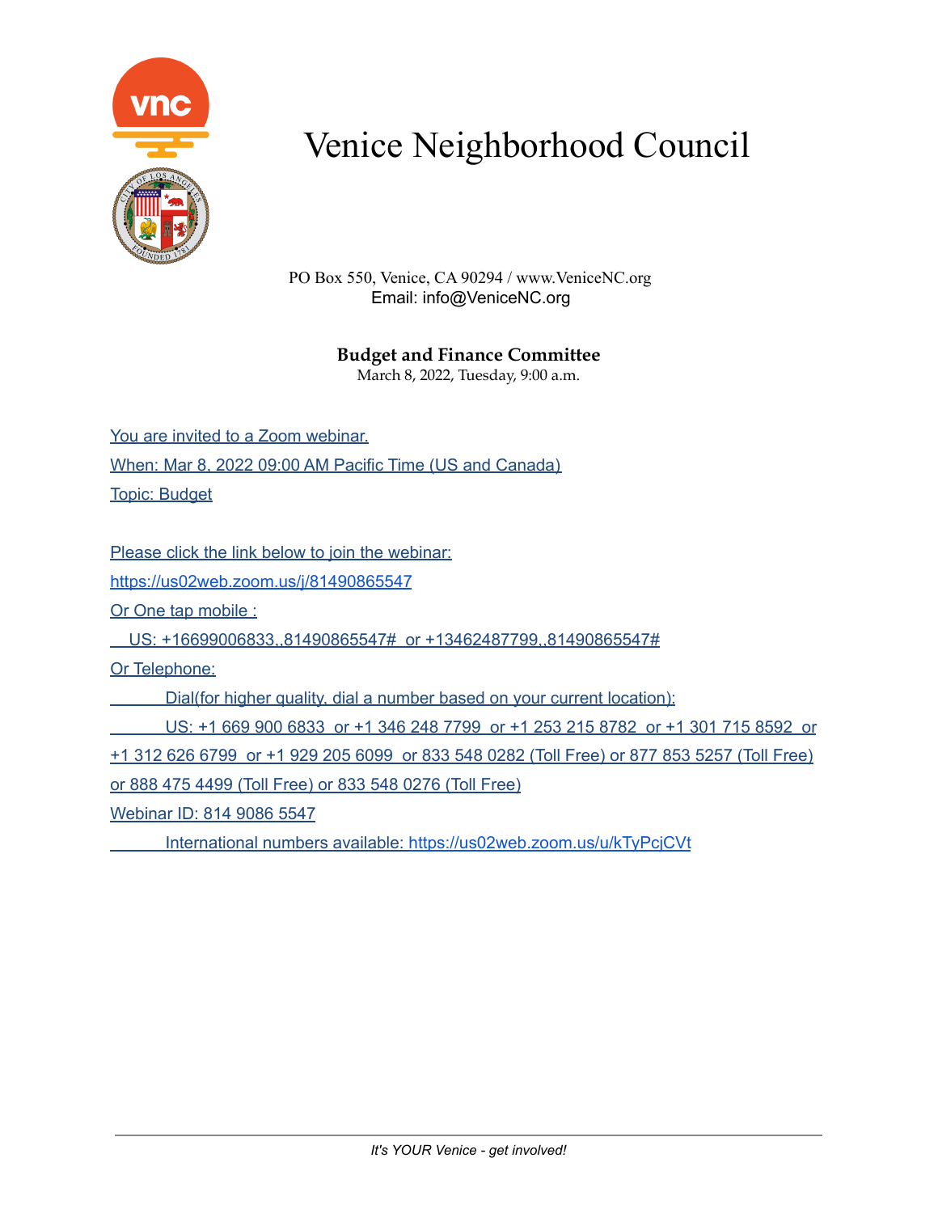# Venice Neighborhood Council

PO Box 550, Venice, CA 90294 / www.VeniceNC.org
Email: info@VeniceNC.org

**Budget and Finance Committee**
March 8, 2022, Tuesday, 9:00 a.m.

You are invited to a Zoom webinar.

When: Mar 8, 2022 09:00 AM Pacific Time (US and Canada)

Topic: Budget

Please click the link below to join the webinar:

https://us02web.zoom.us/j/81490865547

Or One tap mobile :

US: +16699006833,,81490865547# or +13462487799,,81490865547#

Or Telephone:

Dial(for higher quality, dial a number based on your current location):

US: +1 669 900 6833 or +1 346 248 7799 or +1 253 215 8782 or +1 301 715 8592 or +1 312 626 6799 or +1 929 205 6099 or 833 548 0282 (Toll Free) or 877 853 5257 (Toll Free) or 888 475 4499 (Toll Free) or 833 548 0276 (Toll Free)

Webinar ID: 814 9086 5547

International numbers available: https://us02web.zoom.us/u/kTyPcjCVt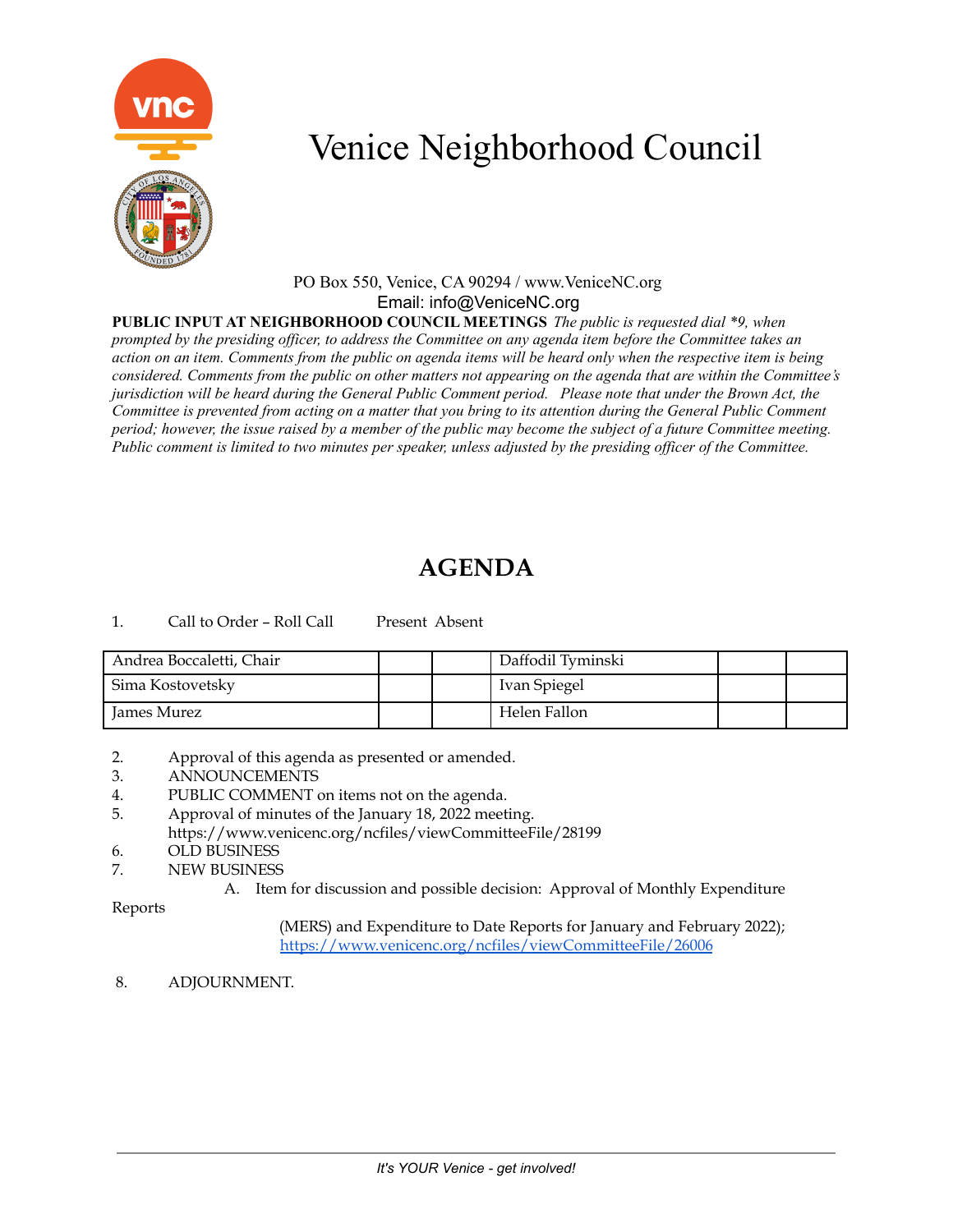# Venice Neighborhood Council

PO Box 550, Venice, CA 90294 / www.VeniceNC.org
Email: info@VeniceNC.org

**PUBLIC INPUT AT NEIGHBORHOOD COUNCIL MEETINGS** *The public is requested dial *9, when prompted by the presiding officer, to address the Committee on any agenda item before the Committee takes an action on an item. Comments from the public on agenda items will be heard only when the respective item is being considered. Comments from the public on other matters not appearing on the agenda that are within the Committee's jurisdiction will be heard during the General Public Comment period. Please note that under the Brown Act, the Committee is prevented from acting on a matter that you bring to its attention during the General Public Comment period; however, the issue raised by a member of the public may become the subject of a future Committee meeting. Public comment is limited to two minutes per speaker, unless adjusted by the presiding officer of the Committee.*

## AGENDA

1. Call to Order – Roll Call Present Absent

| Name | Present | Absent | Name | Present | Absent |
|---|---|---|---|---|---|
| Andrea Boccaletti, Chair | | | Daffodil Tyminski | | |
| Sima Kostovetsky | | | Ivan Spiegel | | |
| James Murez | | | Helen Fallon | | |

2. Approval of this agenda as presented or amended.
3. ANNOUNCEMENTS
4. PUBLIC COMMENT on items not on the agenda.
5. Approval of minutes of the January 18, 2022 meeting. https://www.venicenc.org/ncfiles/viewCommitteeFile/28199
6. OLD BUSINESS
7. NEW BUSINESS
   A. Item for discussion and possible decision: Approval of Monthly Expenditure Reports (MERS) and Expenditure to Date Reports for January and February 2022); https://www.venicenc.org/ncfiles/viewCommitteeFile/26006
8. ADJOURNMENT.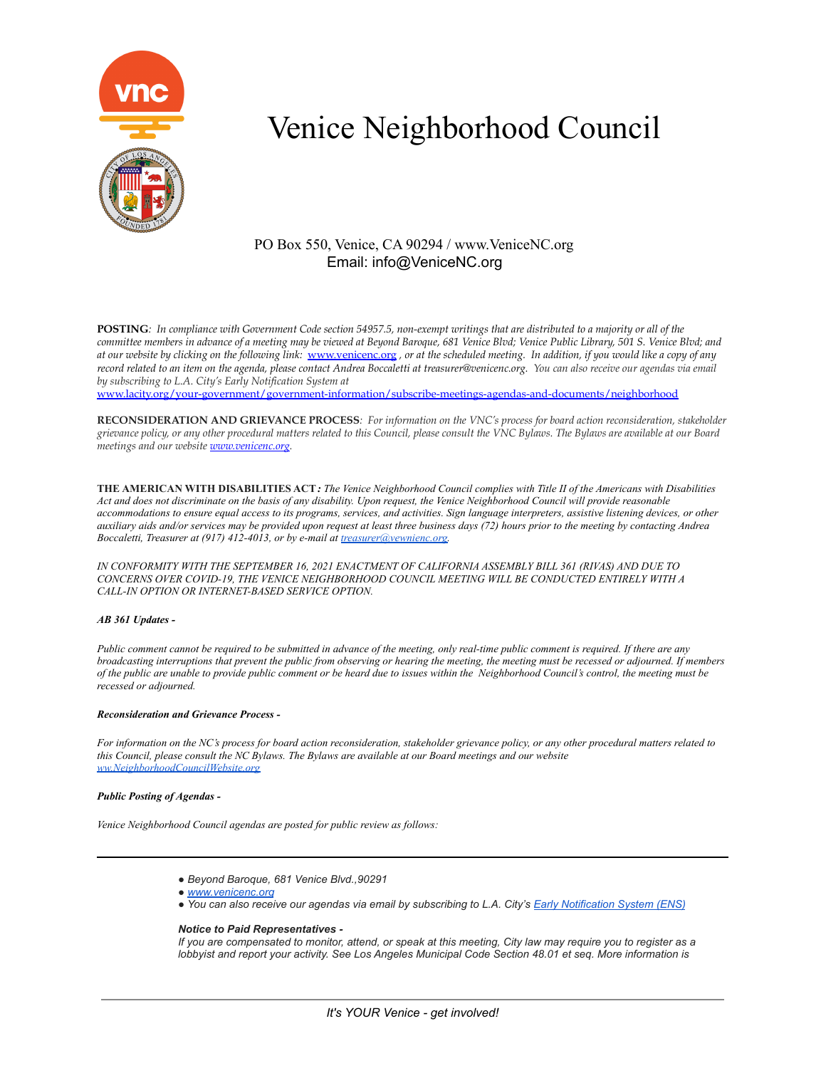# Venice Neighborhood Council

PO Box 550, Venice, CA 90294 / www.VeniceNC.org
Email: info@VeniceNC.org

**POSTING**: *In compliance with Government Code section 54957.5, non-exempt writings that are distributed to a majority or all of the committee members in advance of a meeting may be viewed at Beyond Baroque, 681 Venice Blvd; Venice Public Library, 501 S. Venice Blvd; and at our website by clicking on the following link:* www.venicenc.org *, or at the scheduled meeting. In addition, if you would like a copy of any record related to an item on the agenda, please contact Andrea Boccaletti at treasurer@venicenc.org. You can also receive our agendas via email by subscribing to L.A. City's Early Notification System at* www.lacity.org/your-government/government-information/subscribe-meetings-agendas-and-documents/neighborhood

**RECONSIDERATION AND GRIEVANCE PROCESS**: *For information on the VNC's process for board action reconsideration, stakeholder grievance policy, or any other procedural matters related to this Council, please consult the VNC Bylaws. The Bylaws are available at our Board meetings and our website* *www.venicenc.org*.

**THE AMERICAN WITH DISABILITIES ACT***: The Venice Neighborhood Council complies with Title II of the Americans with Disabilities Act and does not discriminate on the basis of any disability. Upon request, the Venice Neighborhood Council will provide reasonable accommodations to ensure equal access to its programs, services, and activities. Sign language interpreters, assistive listening devices, or other auxiliary aids and/or services may be provided upon request at least three business days (72) hours prior to the meeting by contacting Andrea Boccaletti, Treasurer at (917) 412-4013, or by e-mail at treasurer@vewnienc.org.*

*IN CONFORMITY WITH THE SEPTEMBER 16, 2021 ENACTMENT OF CALIFORNIA ASSEMBLY BILL 361 (RIVAS) AND DUE TO CONCERNS OVER COVID-19, THE VENICE NEIGHBORHOOD COUNCIL MEETING WILL BE CONDUCTED ENTIRELY WITH A CALL-IN OPTION OR INTERNET-BASED SERVICE OPTION.*

***AB 361 Updates -***

*Public comment cannot be required to be submitted in advance of the meeting, only real-time public comment is required. If there are any broadcasting interruptions that prevent the public from observing or hearing the meeting, the meeting must be recessed or adjourned. If members of the public are unable to provide public comment or be heard due to issues within the Neighborhood Council's control, the meeting must be recessed or adjourned.*

***Reconsideration and Grievance Process -***

*For information on the NC's process for board action reconsideration, stakeholder grievance policy, or any other procedural matters related to this Council, please consult the NC Bylaws. The Bylaws are available at our Board meetings and our website ww.NeighborhoodCouncilWebsite.org*

***Public Posting of Agendas -***

*Venice Neighborhood Council agendas are posted for public review as follows:*

---

- *Beyond Baroque, 681 Venice Blvd.,90291*
- *www.venicenc.org*
- *You can also receive our agendas via email by subscribing to L.A. City's Early Notification System (ENS)*

***Notice to Paid Representatives -***
*If you are compensated to monitor, attend, or speak at this meeting, City law may require you to register as a lobbyist and report your activity. See Los Angeles Municipal Code Section 48.01 et seq. More information is*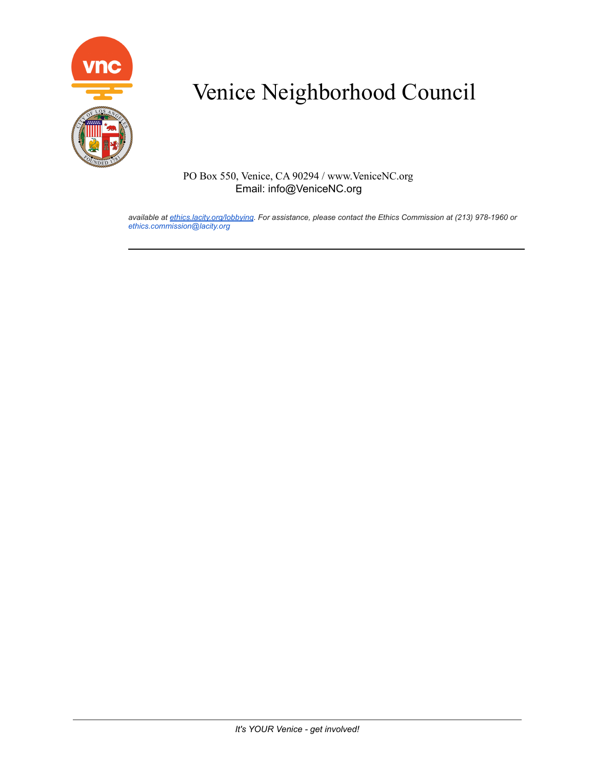# Venice Neighborhood Council

PO Box 550, Venice, CA 90294 / www.VeniceNC.org
Email: info@VeniceNC.org

*available at ethics.lacity.org/lobbying. For assistance, please contact the Ethics Commission at (213) 978-1960 or ethics.commission@lacity.org*

---

*It's YOUR Venice - get involved!*